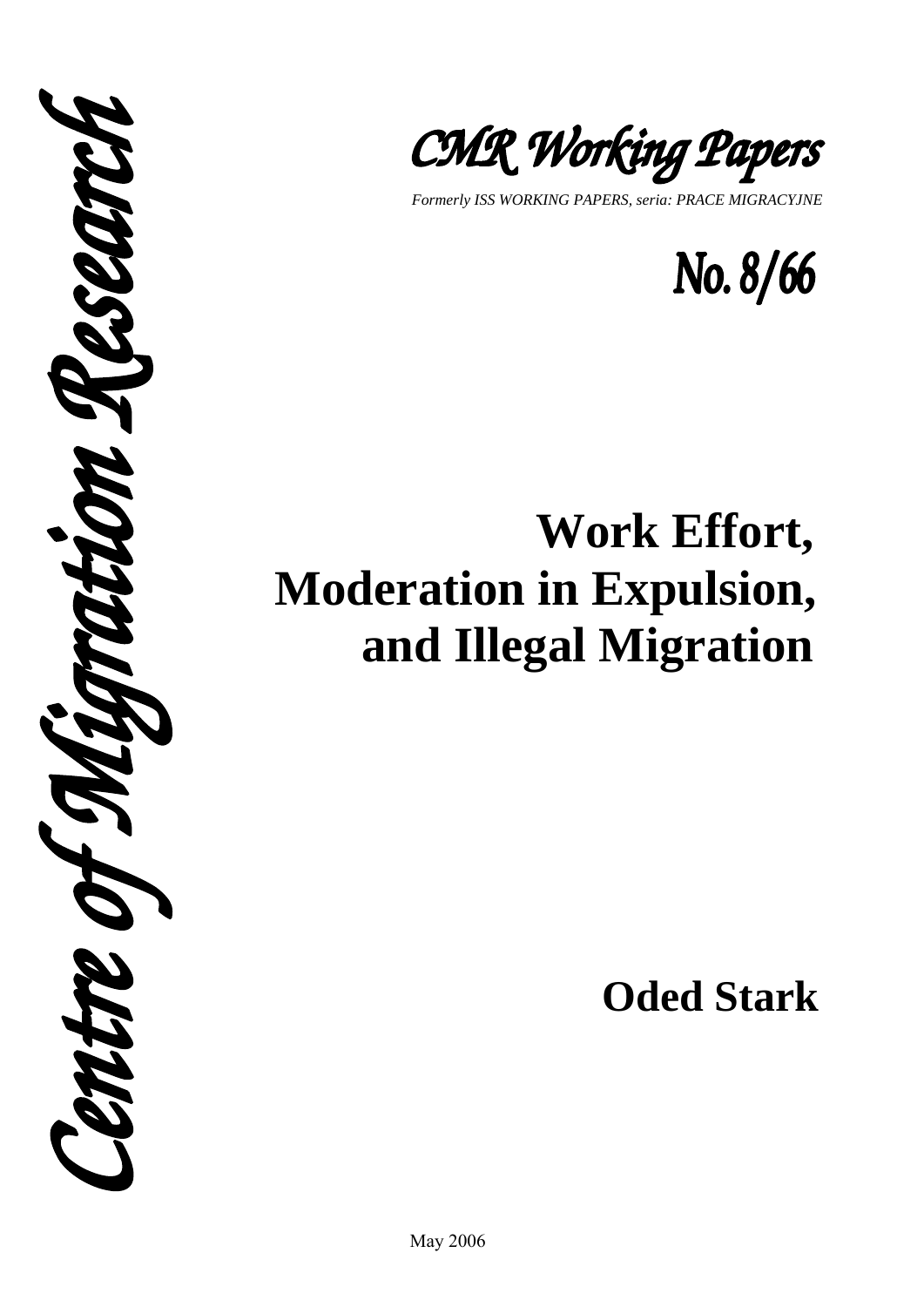Centre of Migration Research

*CMR Working Papers*

*Formerly ISS WORKING PAPERS, seria: PRACE MIGRACYJNE*

**No. 8/66**

# Work Effort, Moderation in Expulsion, and Illegal Migration

**Oded Stark**

May 2006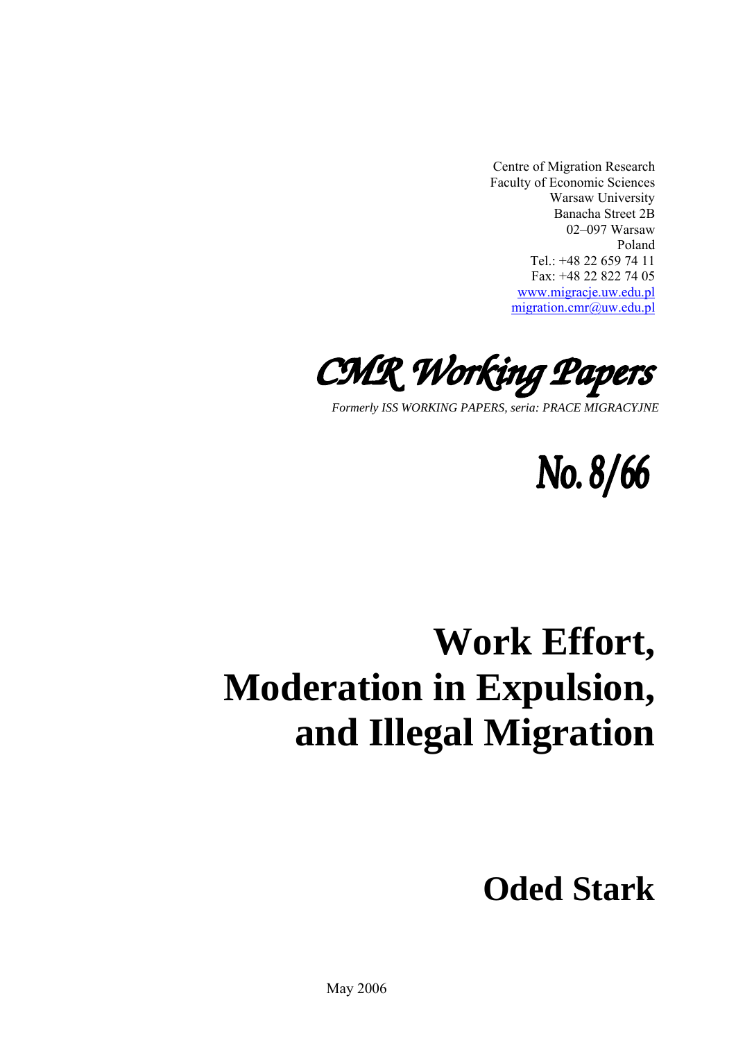Centre of Migration Research
Faculty of Economic Sciences
Warsaw University
Banacha Street 2B
02–097 Warsaw
Poland
Tel.: +48 22 659 74 11
Fax: +48 22 822 74 05
www.migracje.uw.edu.pl
migration.cmr@uw.edu.pl

*CMR Working Papers*

*Formerly ISS WORKING PAPERS, seria: PRACE MIGRACYJNE*

**No. 8/66**

# Work Effort, Moderation in Expulsion, and Illegal Migration

## Oded Stark

May 2006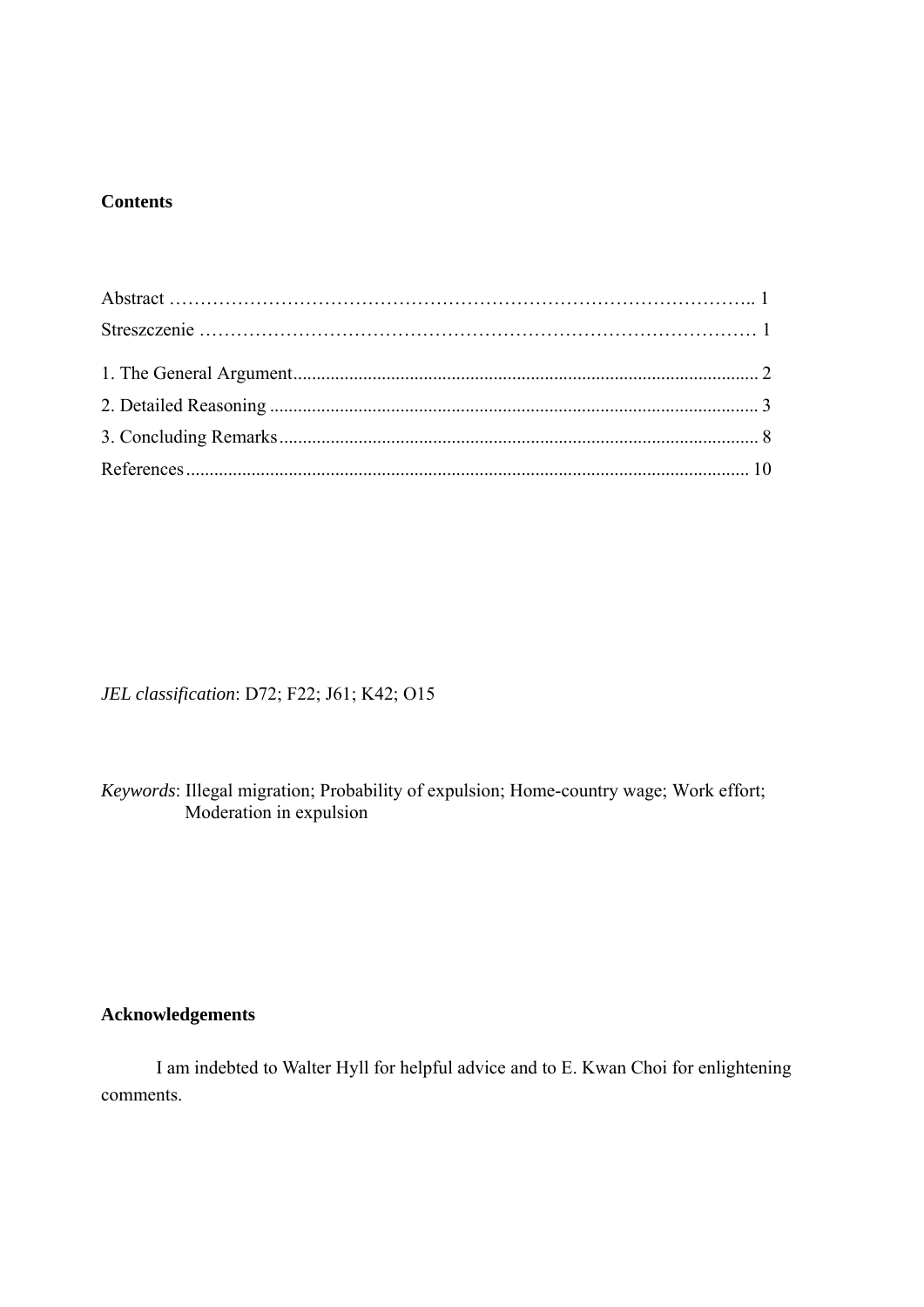**Contents**

Abstract ……………………………………………………………………………….. 1
Streszczenie …………………………………………………………………………… 1
1. The General Argument.................................................................................................. 2
2. Detailed Reasoning ....................................................................................................... 3
3. Concluding Remarks..................................................................................................... 8
References ....................................................................................................................... 10

*JEL classification*: D72; F22; J61; K42; O15

*Keywords*: Illegal migration; Probability of expulsion; Home-country wage; Work effort; Moderation in expulsion

**Acknowledgements**

I am indebted to Walter Hyll for helpful advice and to E. Kwan Choi for enlightening comments.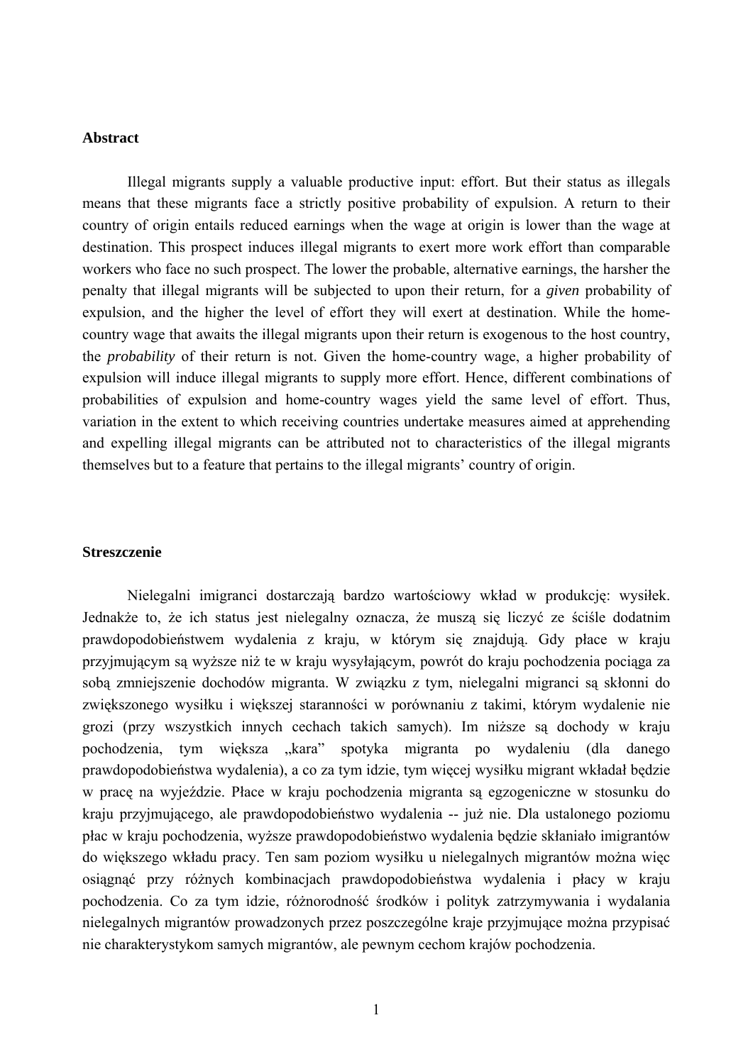## Abstract

Illegal migrants supply a valuable productive input: effort. But their status as illegals means that these migrants face a strictly positive probability of expulsion. A return to their country of origin entails reduced earnings when the wage at origin is lower than the wage at destination. This prospect induces illegal migrants to exert more work effort than comparable workers who face no such prospect. The lower the probable, alternative earnings, the harsher the penalty that illegal migrants will be subjected to upon their return, for a *given* probability of expulsion, and the higher the level of effort they will exert at destination. While the home-country wage that awaits the illegal migrants upon their return is exogenous to the host country, the *probability* of their return is not. Given the home-country wage, a higher probability of expulsion will induce illegal migrants to supply more effort. Hence, different combinations of probabilities of expulsion and home-country wages yield the same level of effort. Thus, variation in the extent to which receiving countries undertake measures aimed at apprehending and expelling illegal migrants can be attributed not to characteristics of the illegal migrants themselves but to a feature that pertains to the illegal migrants' country of origin.

## Streszczenie

Nielegalni imigranci dostarczają bardzo wartościowy wkład w produkcję: wysiłek. Jednakże to, że ich status jest nielegalny oznacza, że muszą się liczyć ze ściśle dodatnim prawdopodobieństwem wydalenia z kraju, w którym się znajdują. Gdy płace w kraju przyjmującym są wyższe niż te w kraju wysyłającym, powrót do kraju pochodzenia pociąga za sobą zmniejszenie dochodów migranta. W związku z tym, nielegalni migranci są skłonni do zwiększonego wysiłku i większej staranności w porównaniu z takimi, którym wydalenie nie grozi (przy wszystkich innych cechach takich samych). Im niższe są dochody w kraju pochodzenia, tym większa „kara" spotyka migranta po wydaleniu (dla danego prawdopodobieństwa wydalenia), a co za tym idzie, tym więcej wysiłku migrant wkładał będzie w pracę na wyjeździe. Płace w kraju pochodzenia migranta są egzogeniczne w stosunku do kraju przyjmującego, ale prawdopodobieństwo wydalenia -- już nie. Dla ustalonego poziomu płac w kraju pochodzenia, wyższe prawdopodobieństwo wydalenia będzie skłaniało imigrantów do większego wkładu pracy. Ten sam poziom wysiłku u nielegalnych migrantów można więc osiągnąć przy różnych kombinacjach prawdopodobieństwa wydalenia i płacy w kraju pochodzenia. Co za tym idzie, różnorodność środków i polityk zatrzymywania i wydalania nielegalnych migrantów prowadzonych przez poszczególne kraje przyjmujące można przypisać nie charakterystykom samych migrantów, ale pewnym cechom krajów pochodzenia.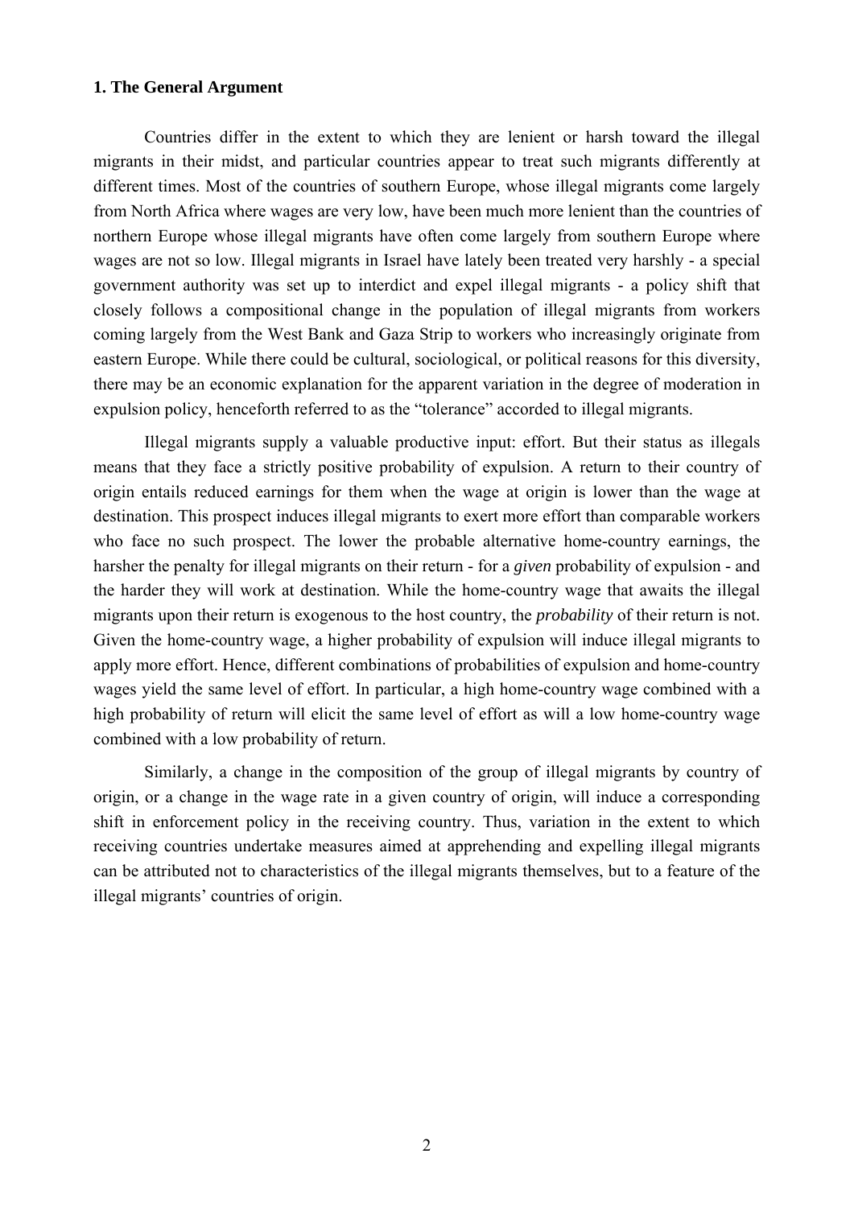### 1. The General Argument

Countries differ in the extent to which they are lenient or harsh toward the illegal migrants in their midst, and particular countries appear to treat such migrants differently at different times. Most of the countries of southern Europe, whose illegal migrants come largely from North Africa where wages are very low, have been much more lenient than the countries of northern Europe whose illegal migrants have often come largely from southern Europe where wages are not so low. Illegal migrants in Israel have lately been treated very harshly - a special government authority was set up to interdict and expel illegal migrants - a policy shift that closely follows a compositional change in the population of illegal migrants from workers coming largely from the West Bank and Gaza Strip to workers who increasingly originate from eastern Europe. While there could be cultural, sociological, or political reasons for this diversity, there may be an economic explanation for the apparent variation in the degree of moderation in expulsion policy, henceforth referred to as the "tolerance" accorded to illegal migrants.

Illegal migrants supply a valuable productive input: effort. But their status as illegals means that they face a strictly positive probability of expulsion. A return to their country of origin entails reduced earnings for them when the wage at origin is lower than the wage at destination. This prospect induces illegal migrants to exert more effort than comparable workers who face no such prospect. The lower the probable alternative home-country earnings, the harsher the penalty for illegal migrants on their return - for a *given* probability of expulsion - and the harder they will work at destination. While the home-country wage that awaits the illegal migrants upon their return is exogenous to the host country, the ***probability*** of their return is not. Given the home-country wage, a higher probability of expulsion will induce illegal migrants to apply more effort. Hence, different combinations of probabilities of expulsion and home-country wages yield the same level of effort. In particular, a high home-country wage combined with a high probability of return will elicit the same level of effort as will a low home-country wage combined with a low probability of return.

Similarly, a change in the composition of the group of illegal migrants by country of origin, or a change in the wage rate in a given country of origin, will induce a corresponding shift in enforcement policy in the receiving country. Thus, variation in the extent to which receiving countries undertake measures aimed at apprehending and expelling illegal migrants can be attributed not to characteristics of the illegal migrants themselves, but to a feature of the illegal migrants' countries of origin.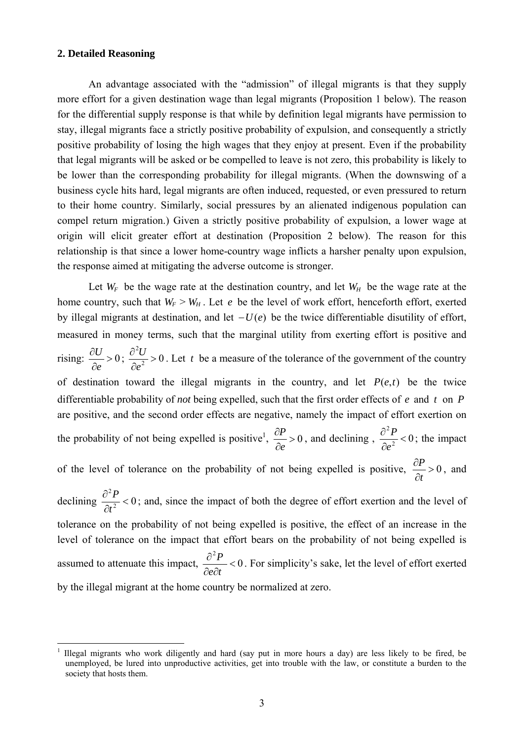**2. Detailed Reasoning**

An advantage associated with the "admission" of illegal migrants is that they supply more effort for a given destination wage than legal migrants (Proposition 1 below). The reason for the differential supply response is that while by definition legal migrants have permission to stay, illegal migrants face a strictly positive probability of expulsion, and consequently a strictly positive probability of losing the high wages that they enjoy at present. Even if the probability that legal migrants will be asked or be compelled to leave is not zero, this probability is likely to be lower than the corresponding probability for illegal migrants. (When the downswing of a business cycle hits hard, legal migrants are often induced, requested, or even pressured to return to their home country. Similarly, social pressures by an alienated indigenous population can compel return migration.) Given a strictly positive probability of expulsion, a lower wage at origin will elicit greater effort at destination (Proposition 2 below). The reason for this relationship is that since a lower home-country wage inflicts a harsher penalty upon expulsion, the response aimed at mitigating the adverse outcome is stronger.

Let $W_F$ be the wage rate at the destination country, and let $W_H$ be the wage rate at the home country, such that $W_F > W_H$. Let $e$ be the level of work effort, henceforth effort, exerted by illegal migrants at destination, and let $-U(e)$ be the twice differentiable disutility of effort, measured in money terms, such that the marginal utility from exerting effort is positive and rising: $\frac{\partial U}{\partial e} > 0$; $\frac{\partial^2 U}{\partial e^2} > 0$. Let $t$ be a measure of the tolerance of the government of the country of destination toward the illegal migrants in the country, and let $P(e,t)$ be the twice differentiable probability of *not* being expelled, such that the first order effects of $e$ and $t$ on $P$ are positive, and the second order effects are negative, namely the impact of effort exertion on the probability of not being expelled is positive[1], $\frac{\partial P}{\partial e} > 0$, and declining, $\frac{\partial^2 P}{\partial e^2} < 0$; the impact of the level of tolerance on the probability of not being expelled is positive, $\frac{\partial P}{\partial t} > 0$, and declining $\frac{\partial^2 P}{\partial t^2} < 0$; and, since the impact of both the degree of effort exertion and the level of tolerance on the probability of not being expelled is positive, the effect of an increase in the level of tolerance on the impact that effort bears on the probability of not being expelled is assumed to attenuate this impact, $\frac{\partial^2 P}{\partial e \partial t} < 0$. For simplicity's sake, let the level of effort exerted by the illegal migrant at the home country be normalized at zero.

[1] Illegal migrants who work diligently and hard (say put in more hours a day) are less likely to be fired, be unemployed, be lured into unproductive activities, get into trouble with the law, or constitute a burden to the society that hosts them.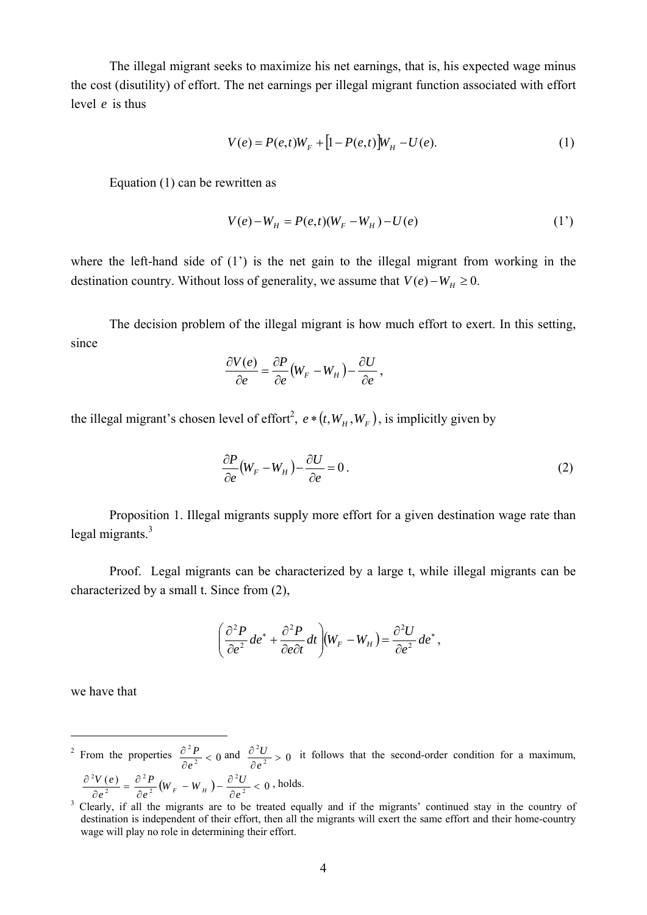The illegal migrant seeks to maximize his net earnings, that is, his expected wage minus the cost (disutility) of effort. The net earnings per illegal migrant function associated with effort level $e$ is thus

$$V(e) = P(e,t)W_F + [1 - P(e,t)]W_H - U(e). \tag{1}$$

Equation (1) can be rewritten as

$$V(e) - W_H = P(e,t)(W_F - W_H) - U(e) \tag{1'}$$

where the left-hand side of (1') is the net gain to the illegal migrant from working in the destination country. Without loss of generality, we assume that $V(e) - W_H \geq 0$.

The decision problem of the illegal migrant is how much effort to exert. In this setting, since

$$\frac{\partial V(e)}{\partial e} = \frac{\partial P}{\partial e}(W_F - W_H) - \frac{\partial U}{\partial e},$$

the illegal migrant's chosen level of effort[2], $e*(t, W_H, W_F)$, is implicitly given by

$$\frac{\partial P}{\partial e}(W_F - W_H) - \frac{\partial U}{\partial e} = 0. \tag{2}$$

Proposition 1. Illegal migrants supply more effort for a given destination wage rate than legal migrants.[3]

Proof. Legal migrants can be characterized by a large t, while illegal migrants can be characterized by a small t. Since from (2),

$$\left(\frac{\partial^2 P}{\partial e^2} de^* + \frac{\partial^2 P}{\partial e \partial t} dt\right)(W_F - W_H) = \frac{\partial^2 U}{\partial e^2} de^*,$$

we have that

---

[2] From the properties $\frac{\partial^2 P}{\partial e^2} < 0$ and $\frac{\partial^2 U}{\partial e^2} > 0$ it follows that the second-order condition for a maximum, $\frac{\partial^2 V(e)}{\partial e^2} = \frac{\partial^2 P}{\partial e^2}(W_F - W_H) - \frac{\partial^2 U}{\partial e^2} < 0$, holds.

[3] Clearly, if all the migrants are to be treated equally and if the migrants' continued stay in the country of destination is independent of their effort, then all the migrants will exert the same effort and their home-country wage will play no role in determining their effort.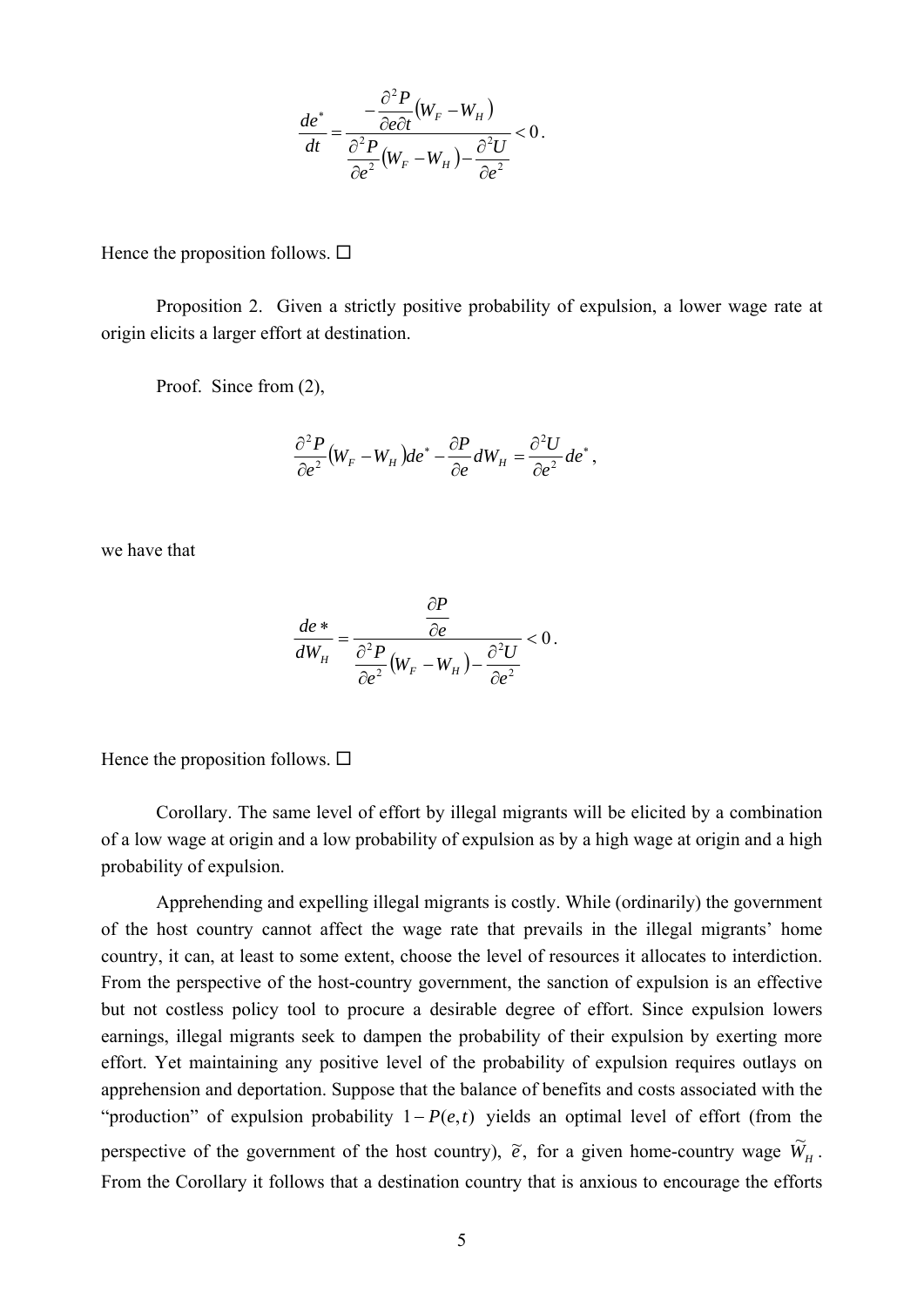$$\frac{de^*}{dt} = \frac{-\dfrac{\partial^2 P}{\partial e \partial t}(W_F - W_H)}{\dfrac{\partial^2 P}{\partial e^2}(W_F - W_H) - \dfrac{\partial^2 U}{\partial e^2}} < 0 .$$

Hence the proposition follows. □

Proposition 2. Given a strictly positive probability of expulsion, a lower wage rate at origin elicits a larger effort at destination.

Proof. Since from (2),

$$\frac{\partial^2 P}{\partial e^2}(W_F - W_H)de^* - \frac{\partial P}{\partial e}dW_H = \frac{\partial^2 U}{\partial e^2}de^* ,$$

we have that

$$\frac{de*}{dW_H} = \frac{\dfrac{\partial P}{\partial e}}{\dfrac{\partial^2 P}{\partial e^2}(W_F - W_H) - \dfrac{\partial^2 U}{\partial e^2}} < 0 .$$

Hence the proposition follows. □

Corollary. The same level of effort by illegal migrants will be elicited by a combination of a low wage at origin and a low probability of expulsion as by a high wage at origin and a high probability of expulsion.

Apprehending and expelling illegal migrants is costly. While (ordinarily) the government of the host country cannot affect the wage rate that prevails in the illegal migrants' home country, it can, at least to some extent, choose the level of resources it allocates to interdiction. From the perspective of the host-country government, the sanction of expulsion is an effective but not costless policy tool to procure a desirable degree of effort. Since expulsion lowers earnings, illegal migrants seek to dampen the probability of their expulsion by exerting more effort. Yet maintaining any positive level of the probability of expulsion requires outlays on apprehension and deportation. Suppose that the balance of benefits and costs associated with the "production" of expulsion probability $1 - P(e,t)$ yields an optimal level of effort (from the perspective of the government of the host country), $\tilde{e}$, for a given home-country wage $\tilde{W}_H$. From the Corollary it follows that a destination country that is anxious to encourage the efforts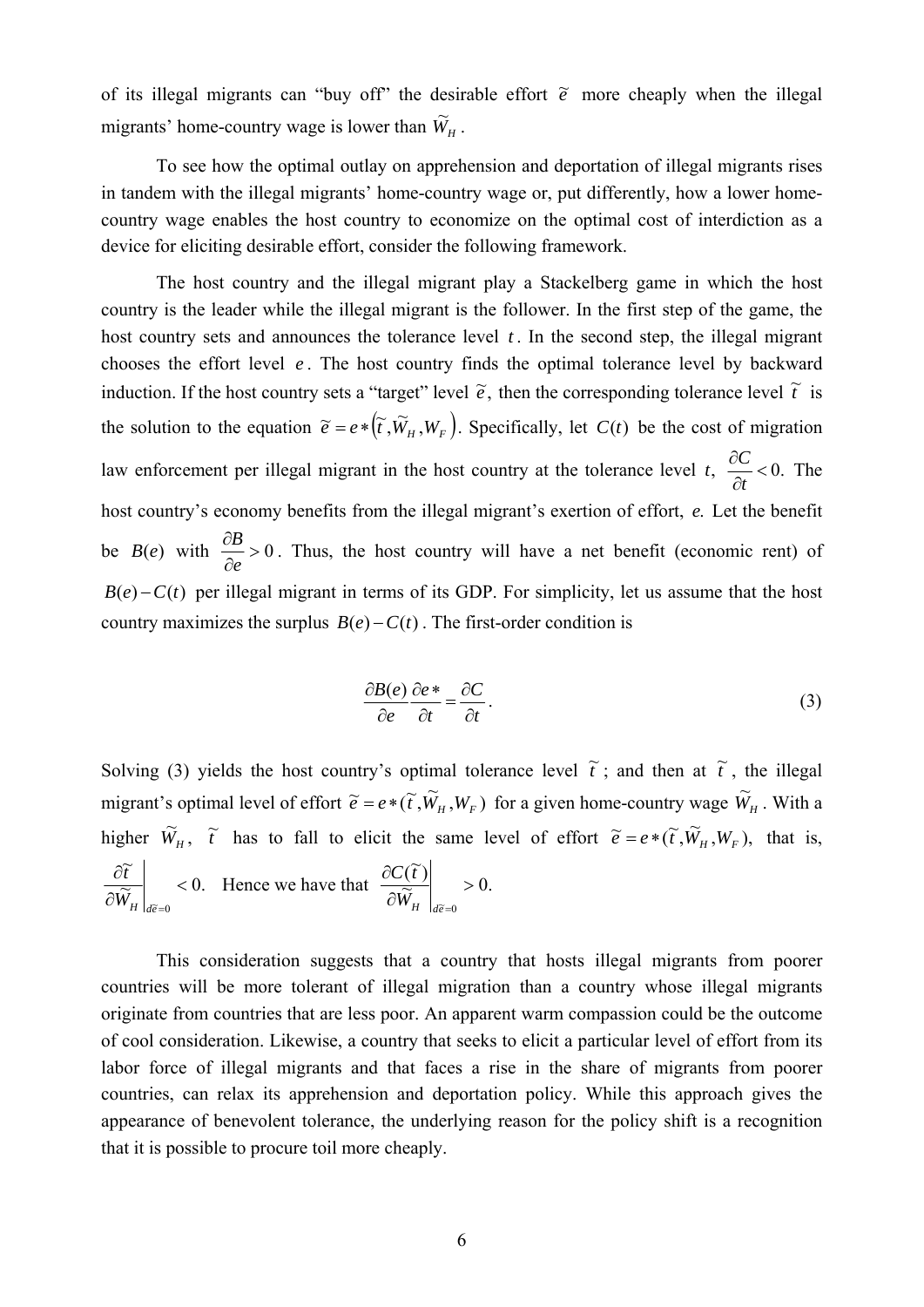of its illegal migrants can "buy off" the desirable effort $\tilde{e}$ more cheaply when the illegal migrants' home-country wage is lower than $\tilde{W}_H$.

To see how the optimal outlay on apprehension and deportation of illegal migrants rises in tandem with the illegal migrants' home-country wage or, put differently, how a lower home-country wage enables the host country to economize on the optimal cost of interdiction as a device for eliciting desirable effort, consider the following framework.

The host country and the illegal migrant play a Stackelberg game in which the host country is the leader while the illegal migrant is the follower. In the first step of the game, the host country sets and announces the tolerance level $t$. In the second step, the illegal migrant chooses the effort level $e$. The host country finds the optimal tolerance level by backward induction. If the host country sets a "target" level $\tilde{e}$, then the corresponding tolerance level $\tilde{t}$ is the solution to the equation $\tilde{e} = e*\left(\tilde{t}, \tilde{W}_H, W_F\right)$. Specifically, let $C(t)$ be the cost of migration law enforcement per illegal migrant in the host country at the tolerance level $t$, $\frac{\partial C}{\partial t} < 0$. The host country's economy benefits from the illegal migrant's exertion of effort, $e$. Let the benefit be $B(e)$ with $\frac{\partial B}{\partial e} > 0$. Thus, the host country will have a net benefit (economic rent) of $B(e) - C(t)$ per illegal migrant in terms of its GDP. For simplicity, let us assume that the host country maximizes the surplus $B(e) - C(t)$. The first-order condition is

$$\frac{\partial B(e)}{\partial e} \frac{\partial e*}{\partial t} = \frac{\partial C}{\partial t}. \tag{3}$$

Solving (3) yields the host country's optimal tolerance level $\tilde{t}$; and then at $\tilde{t}$, the illegal migrant's optimal level of effort $\tilde{e} = e*(\tilde{t}, \tilde{W}_H, W_F)$ for a given home-country wage $\tilde{W}_H$. With a higher $\tilde{W}_H$, $\tilde{t}$ has to fall to elicit the same level of effort $\tilde{e} = e*(\tilde{t}, \tilde{W}_H, W_F)$, that is, $\left.\frac{\partial \tilde{t}}{\partial \tilde{W}_H}\right|_{d\tilde{e}=0} < 0.$ Hence we have that $\left.\frac{\partial C(\tilde{t})}{\partial \tilde{W}_H}\right|_{d\tilde{e}=0} > 0.$

This consideration suggests that a country that hosts illegal migrants from poorer countries will be more tolerant of illegal migration than a country whose illegal migrants originate from countries that are less poor. An apparent warm compassion could be the outcome of cool consideration. Likewise, a country that seeks to elicit a particular level of effort from its labor force of illegal migrants and that faces a rise in the share of migrants from poorer countries, can relax its apprehension and deportation policy. While this approach gives the appearance of benevolent tolerance, the underlying reason for the policy shift is a recognition that it is possible to procure toil more cheaply.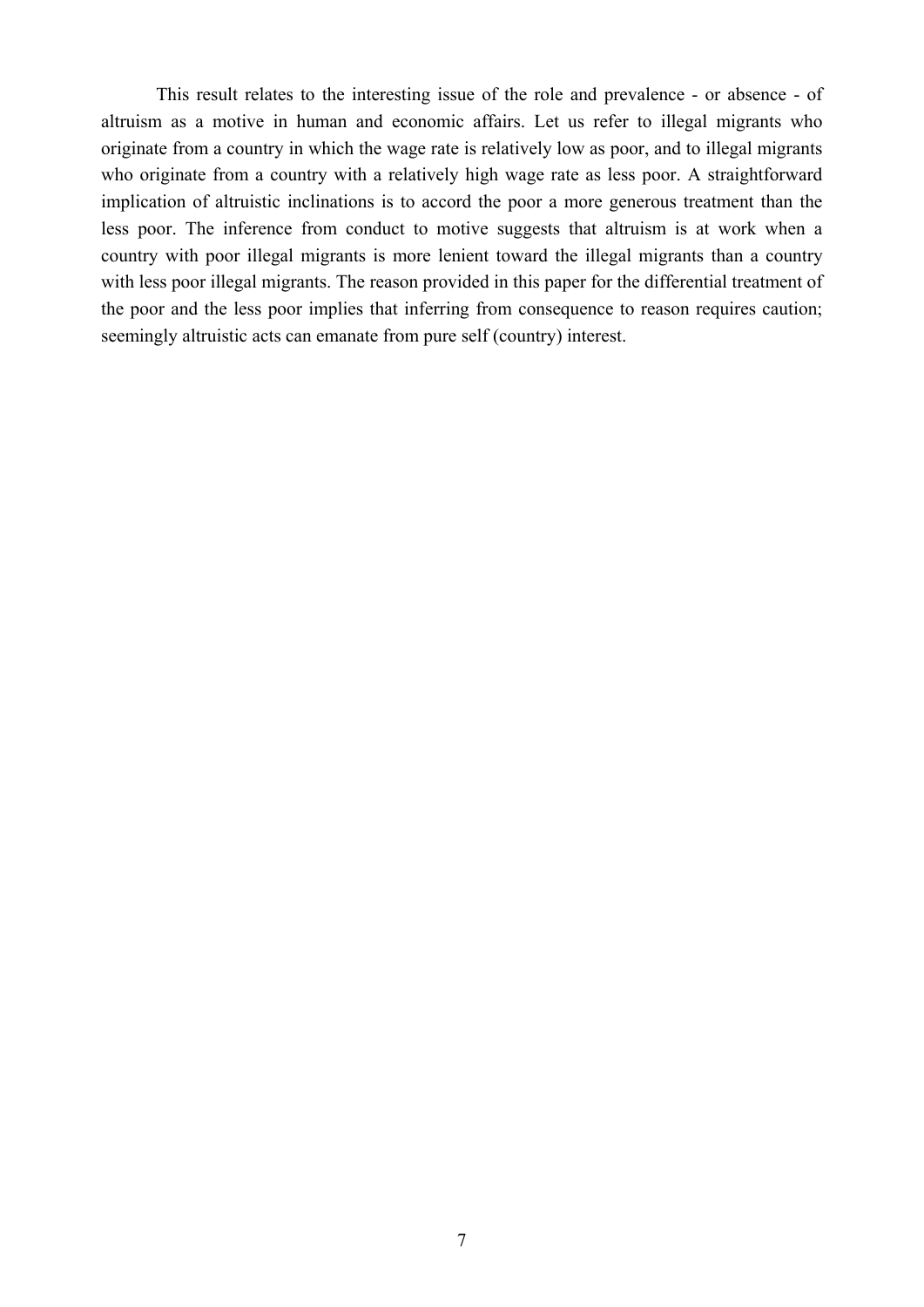This result relates to the interesting issue of the role and prevalence - or absence - of altruism as a motive in human and economic affairs. Let us refer to illegal migrants who originate from a country in which the wage rate is relatively low as poor, and to illegal migrants who originate from a country with a relatively high wage rate as less poor. A straightforward implication of altruistic inclinations is to accord the poor a more generous treatment than the less poor. The inference from conduct to motive suggests that altruism is at work when a country with poor illegal migrants is more lenient toward the illegal migrants than a country with less poor illegal migrants. The reason provided in this paper for the differential treatment of the poor and the less poor implies that inferring from consequence to reason requires caution; seemingly altruistic acts can emanate from pure self (country) interest.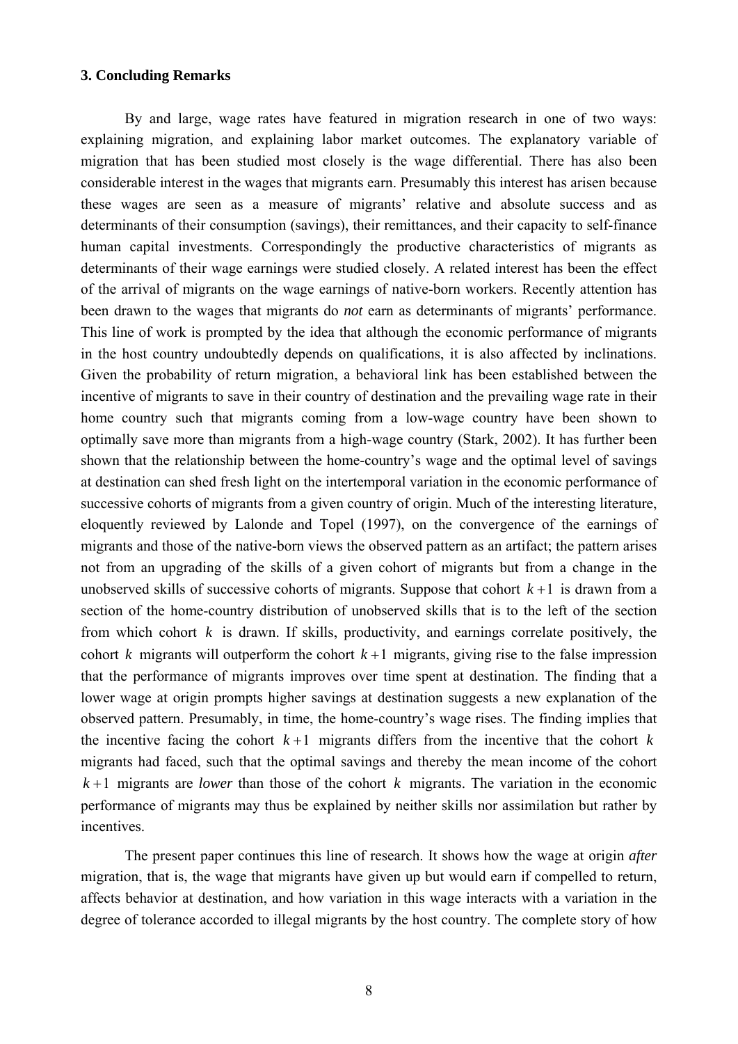### 3. Concluding Remarks

By and large, wage rates have featured in migration research in one of two ways: explaining migration, and explaining labor market outcomes. The explanatory variable of migration that has been studied most closely is the wage differential. There has also been considerable interest in the wages that migrants earn. Presumably this interest has arisen because these wages are seen as a measure of migrants' relative and absolute success and as determinants of their consumption (savings), their remittances, and their capacity to self-finance human capital investments. Correspondingly the productive characteristics of migrants as determinants of their wage earnings were studied closely. A related interest has been the effect of the arrival of migrants on the wage earnings of native-born workers. Recently attention has been drawn to the wages that migrants do *not* earn as determinants of migrants' performance. This line of work is prompted by the idea that although the economic performance of migrants in the host country undoubtedly depends on qualifications, it is also affected by inclinations. Given the probability of return migration, a behavioral link has been established between the incentive of migrants to save in their country of destination and the prevailing wage rate in their home country such that migrants coming from a low-wage country have been shown to optimally save more than migrants from a high-wage country (Stark, 2002). It has further been shown that the relationship between the home-country's wage and the optimal level of savings at destination can shed fresh light on the intertemporal variation in the economic performance of successive cohorts of migrants from a given country of origin. Much of the interesting literature, eloquently reviewed by Lalonde and Topel (1997), on the convergence of the earnings of migrants and those of the native-born views the observed pattern as an artifact; the pattern arises not from an upgrading of the skills of a given cohort of migrants but from a change in the unobserved skills of successive cohorts of migrants. Suppose that cohort $k+1$ is drawn from a section of the home-country distribution of unobserved skills that is to the left of the section from which cohort $k$ is drawn. If skills, productivity, and earnings correlate positively, the cohort $k$ migrants will outperform the cohort $k+1$ migrants, giving rise to the false impression that the performance of migrants improves over time spent at destination. The finding that a lower wage at origin prompts higher savings at destination suggests a new explanation of the observed pattern. Presumably, in time, the home-country's wage rises. The finding implies that the incentive facing the cohort $k+1$ migrants differs from the incentive that the cohort $k$ migrants had faced, such that the optimal savings and thereby the mean income of the cohort $k+1$ migrants are *lower* than those of the cohort $k$ migrants. The variation in the economic performance of migrants may thus be explained by neither skills nor assimilation but rather by incentives.

The present paper continues this line of research. It shows how the wage at origin *after* migration, that is, the wage that migrants have given up but would earn if compelled to return, affects behavior at destination, and how variation in this wage interacts with a variation in the degree of tolerance accorded to illegal migrants by the host country. The complete story of how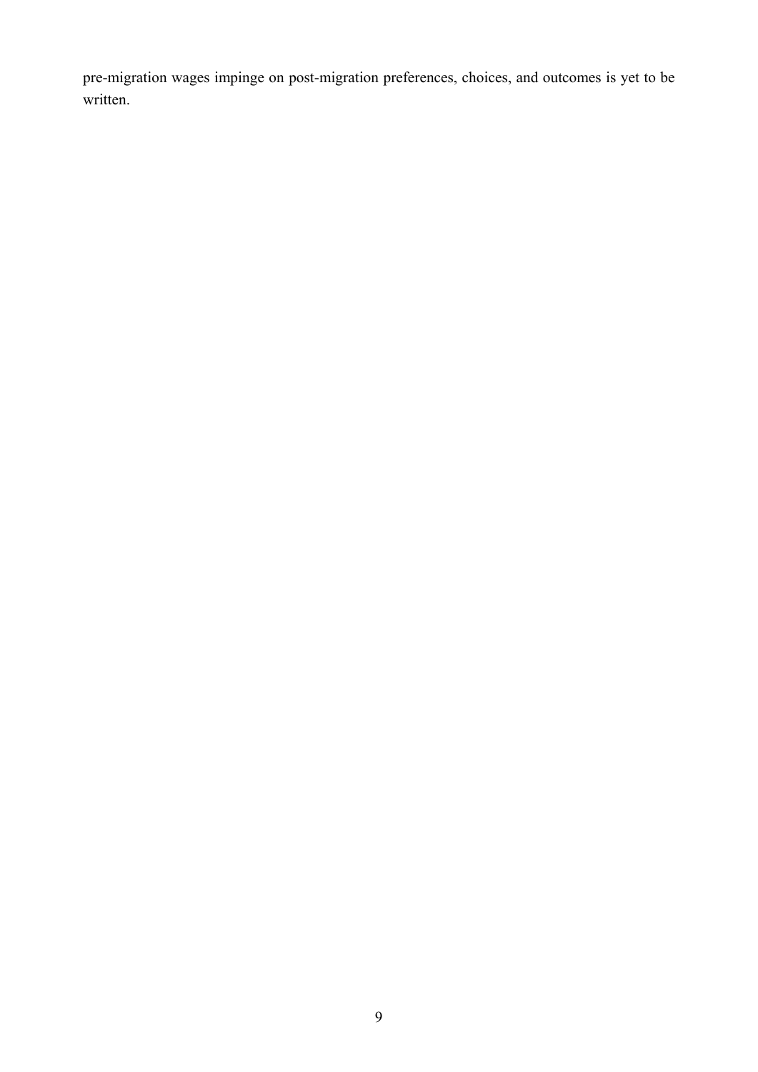pre-migration wages impinge on post-migration preferences, choices, and outcomes is yet to be written.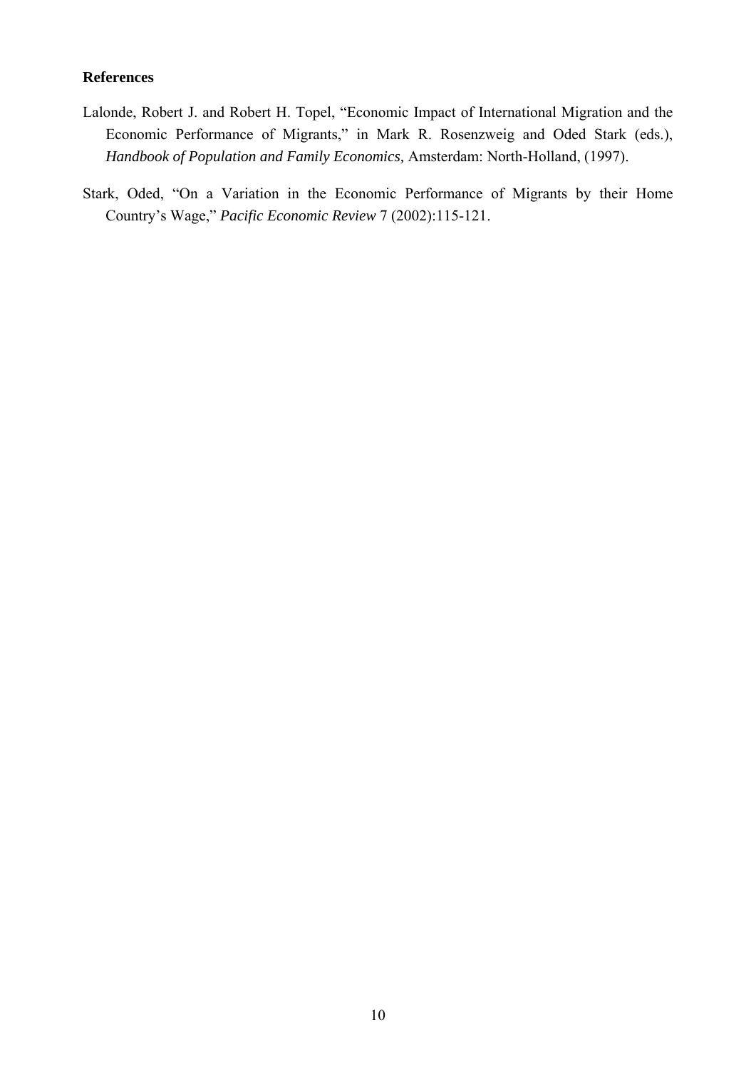## References

Lalonde, Robert J. and Robert H. Topel, "Economic Impact of International Migration and the Economic Performance of Migrants," in Mark R. Rosenzweig and Oded Stark (eds.), *Handbook of Population and Family Economics,* Amsterdam: North-Holland, (1997).

Stark, Oded, "On a Variation in the Economic Performance of Migrants by their Home Country's Wage," *Pacific Economic Review* 7 (2002):115-121.